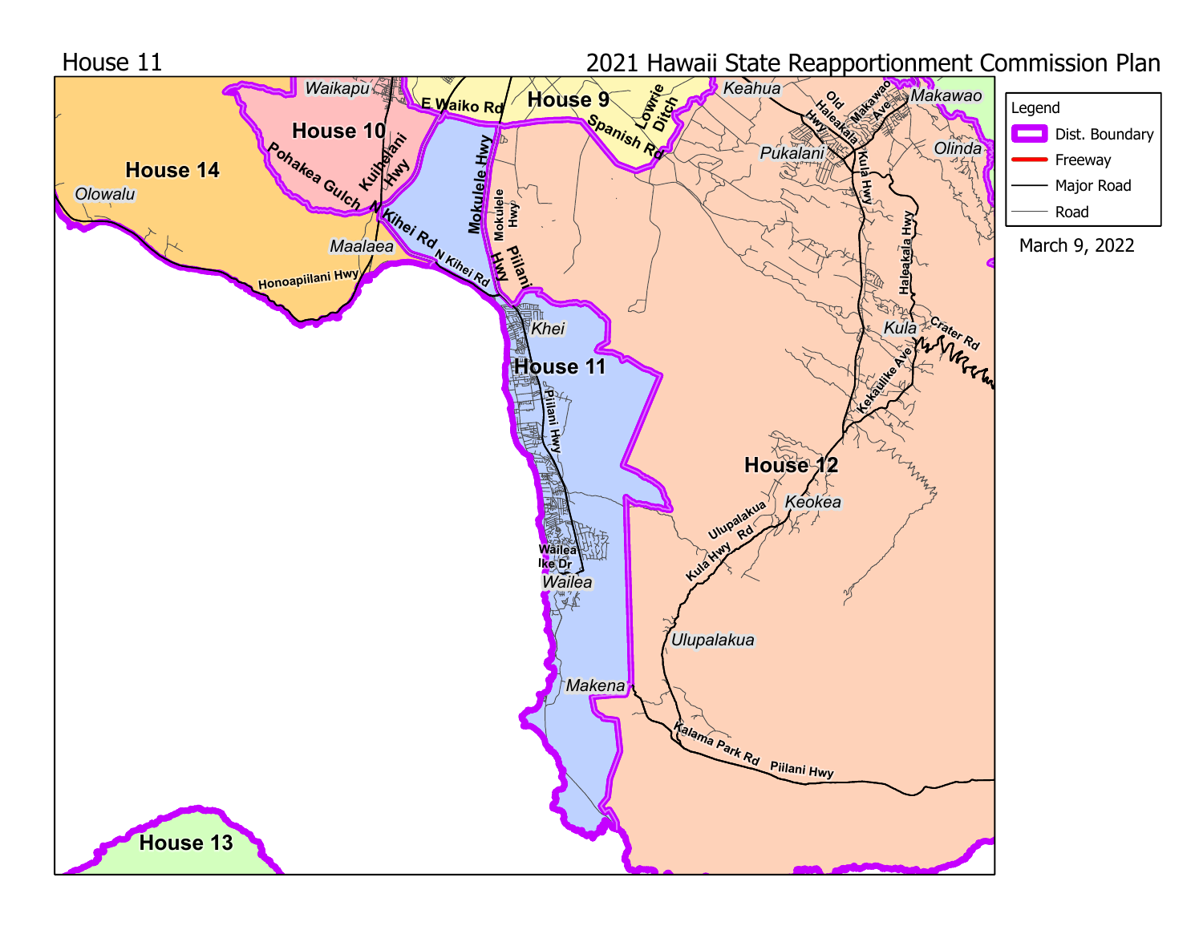House 11

# 2021 Hawaii State Reapportionment Commission Plan

Legend

- Dist. Boundary
- Freeway
- Major Road
- Road

March 9, 2022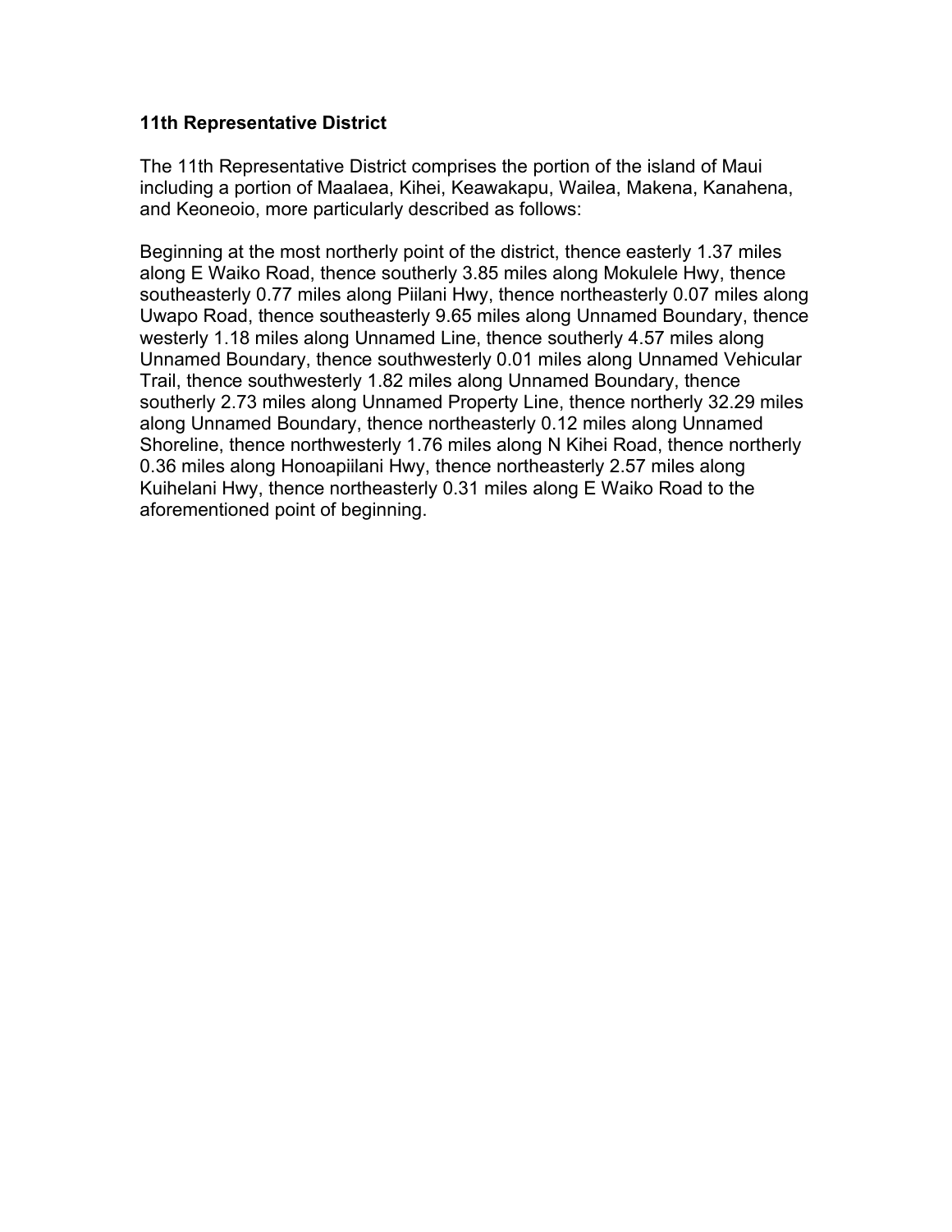**11th Representative District**

The 11th Representative District comprises the portion of the island of Maui including a portion of Maalaea, Kihei, Keawakapu, Wailea, Makena, Kanahena, and Keoneoio, more particularly described as follows:

Beginning at the most northerly point of the district, thence easterly 1.37 miles along E Waiko Road, thence southerly 3.85 miles along Mokulele Hwy, thence southeasterly 0.77 miles along Piilani Hwy, thence northeasterly 0.07 miles along Uwapo Road, thence southeasterly 9.65 miles along Unnamed Boundary, thence westerly 1.18 miles along Unnamed Line, thence southerly 4.57 miles along Unnamed Boundary, thence southwesterly 0.01 miles along Unnamed Vehicular Trail, thence southwesterly 1.82 miles along Unnamed Boundary, thence southerly 2.73 miles along Unnamed Property Line, thence northerly 32.29 miles along Unnamed Boundary, thence northeasterly 0.12 miles along Unnamed Shoreline, thence northwesterly 1.76 miles along N Kihei Road, thence northerly 0.36 miles along Honoapiilani Hwy, thence northeasterly 2.57 miles along Kuihelani Hwy, thence northeasterly 0.31 miles along E Waiko Road to the aforementioned point of beginning.